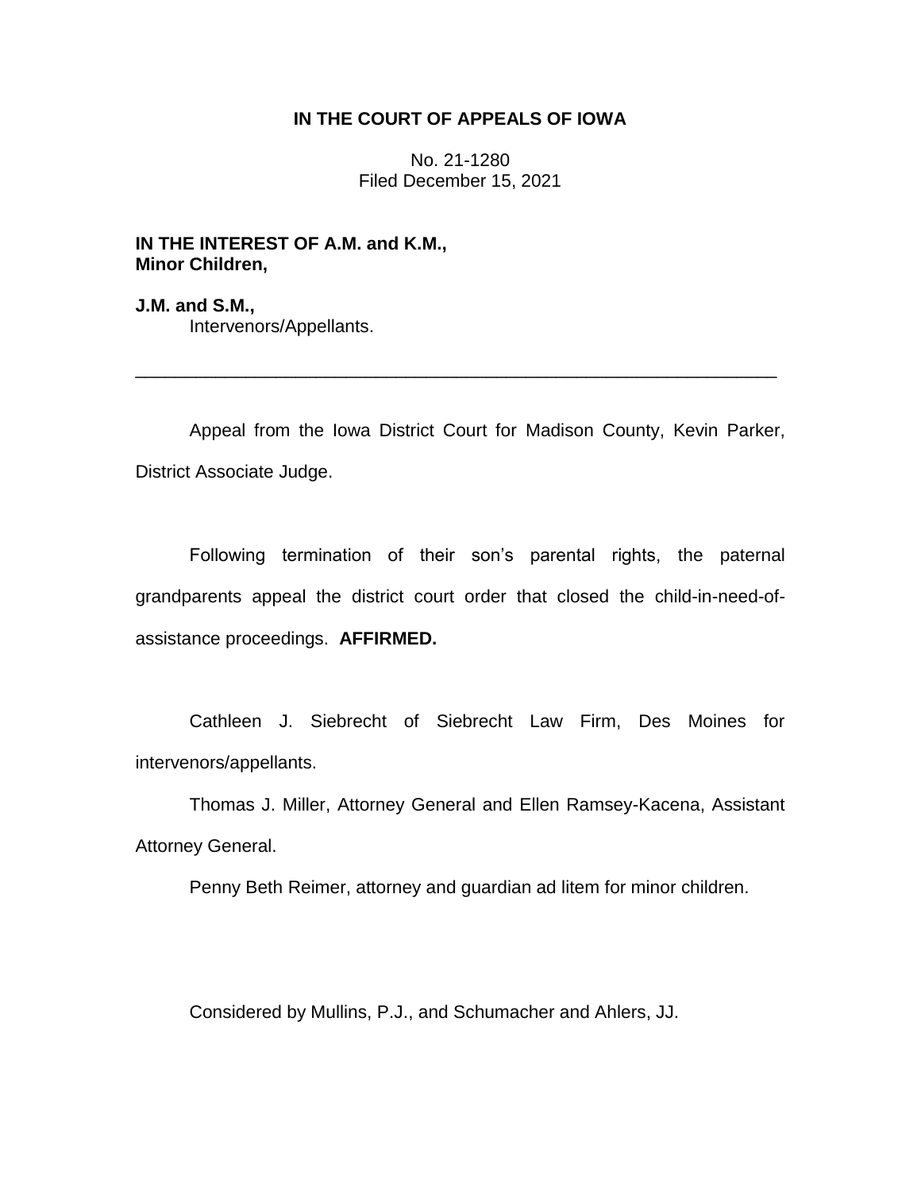**IN THE COURT OF APPEALS OF IOWA**

No. 21-1280
Filed December 15, 2021

**IN THE INTEREST OF A.M. and K.M., Minor Children,**

**J.M. and S.M.,**
Intervenors/Appellants.

---

Appeal from the Iowa District Court for Madison County, Kevin Parker, District Associate Judge.

Following termination of their son's parental rights, the paternal grandparents appeal the district court order that closed the child-in-need-of-assistance proceedings. **AFFIRMED.**

Cathleen J. Siebrecht of Siebrecht Law Firm, Des Moines for intervenors/appellants.

Thomas J. Miller, Attorney General and Ellen Ramsey-Kacena, Assistant Attorney General.

Penny Beth Reimer, attorney and guardian ad litem for minor children.

Considered by Mullins, P.J., and Schumacher and Ahlers, JJ.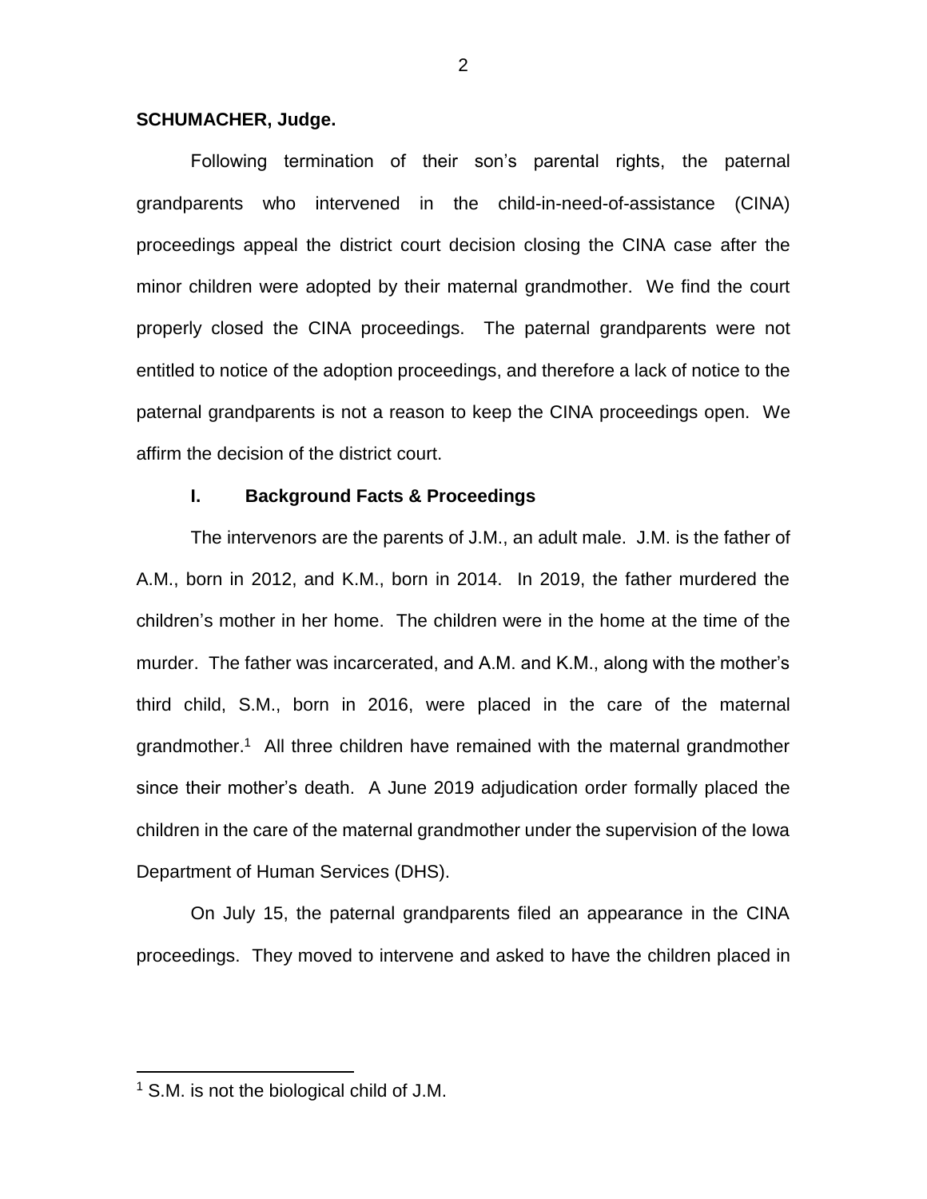**SCHUMACHER, Judge.**

Following termination of their son's parental rights, the paternal grandparents who intervened in the child-in-need-of-assistance (CINA) proceedings appeal the district court decision closing the CINA case after the minor children were adopted by their maternal grandmother. We find the court properly closed the CINA proceedings. The paternal grandparents were not entitled to notice of the adoption proceedings, and therefore a lack of notice to the paternal grandparents is not a reason to keep the CINA proceedings open. We affirm the decision of the district court.

## I. Background Facts & Proceedings

The intervenors are the parents of J.M., an adult male. J.M. is the father of A.M., born in 2012, and K.M., born in 2014. In 2019, the father murdered the children's mother in her home. The children were in the home at the time of the murder. The father was incarcerated, and A.M. and K.M., along with the mother's third child, S.M., born in 2016, were placed in the care of the maternal grandmother.[1] All three children have remained with the maternal grandmother since their mother's death. A June 2019 adjudication order formally placed the children in the care of the maternal grandmother under the supervision of the Iowa Department of Human Services (DHS).

On July 15, the paternal grandparents filed an appearance in the CINA proceedings. They moved to intervene and asked to have the children placed in

[1] S.M. is not the biological child of J.M.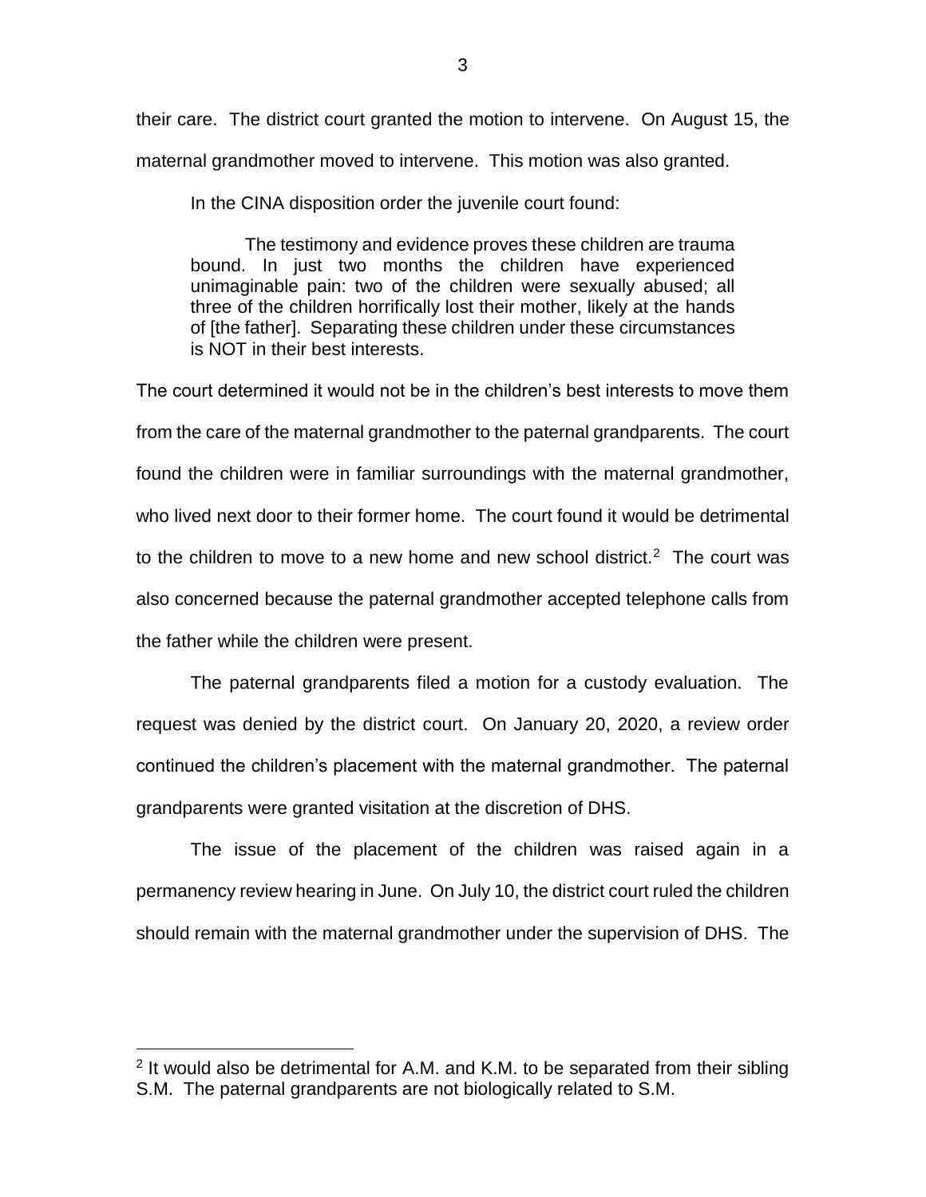their care. The district court granted the motion to intervene. On August 15, the maternal grandmother moved to intervene. This motion was also granted.

In the CINA disposition order the juvenile court found:

> The testimony and evidence proves these children are trauma bound. In just two months the children have experienced unimaginable pain: two of the children were sexually abused; all three of the children horrifically lost their mother, likely at the hands of [the father]. Separating these children under these circumstances is NOT in their best interests.

The court determined it would not be in the children's best interests to move them from the care of the maternal grandmother to the paternal grandparents. The court found the children were in familiar surroundings with the maternal grandmother, who lived next door to their former home. The court found it would be detrimental to the children to move to a new home and new school district.[2] The court was also concerned because the paternal grandmother accepted telephone calls from the father while the children were present.

The paternal grandparents filed a motion for a custody evaluation. The request was denied by the district court. On January 20, 2020, a review order continued the children's placement with the maternal grandmother. The paternal grandparents were granted visitation at the discretion of DHS.

The issue of the placement of the children was raised again in a permanency review hearing in June. On July 10, the district court ruled the children should remain with the maternal grandmother under the supervision of DHS. The

---

[2] It would also be detrimental for A.M. and K.M. to be separated from their sibling S.M. The paternal grandparents are not biologically related to S.M.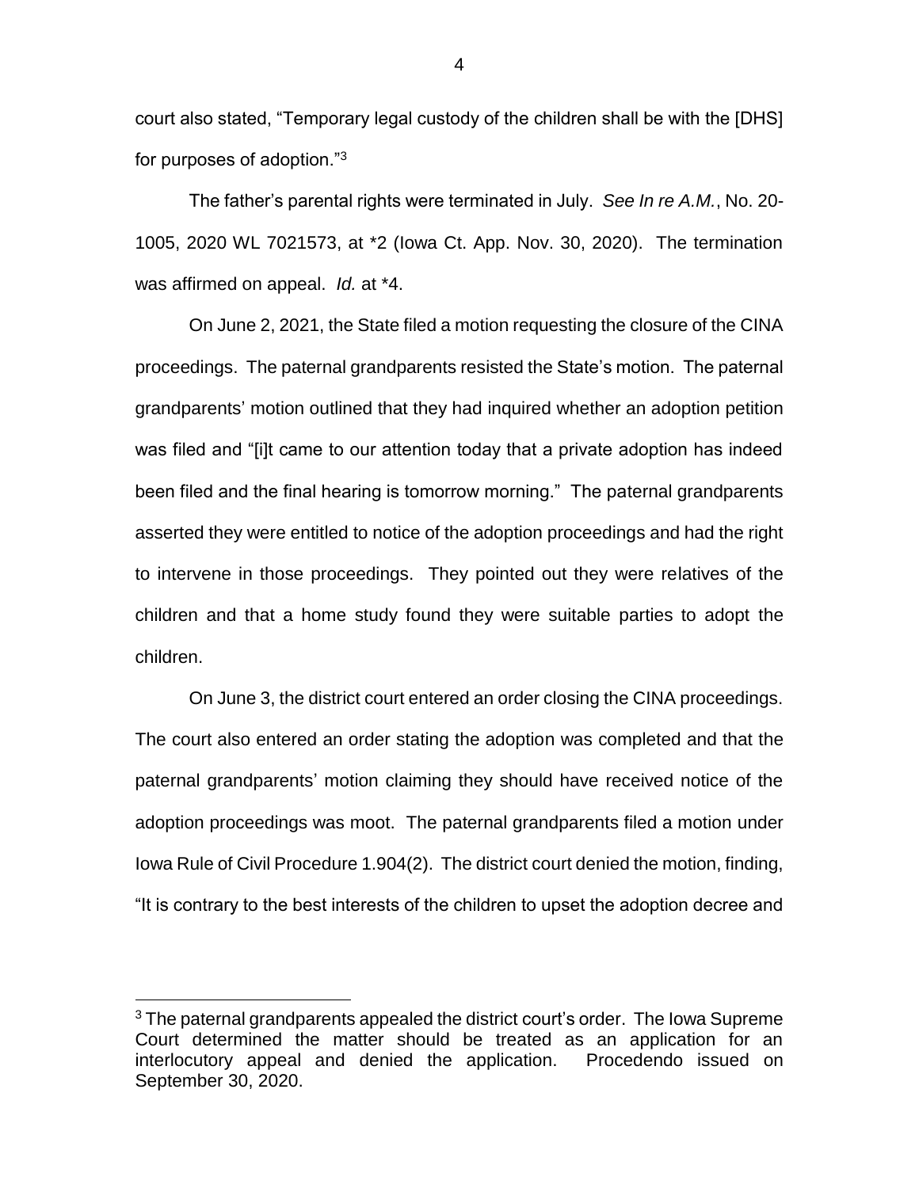court also stated, "Temporary legal custody of the children shall be with the [DHS] for purposes of adoption."[3]

The father's parental rights were terminated in July. *See In re A.M.*, No. 20-1005, 2020 WL 7021573, at *2 (Iowa Ct. App. Nov. 30, 2020). The termination was affirmed on appeal. *Id.* at *4.

On June 2, 2021, the State filed a motion requesting the closure of the CINA proceedings. The paternal grandparents resisted the State's motion. The paternal grandparents' motion outlined that they had inquired whether an adoption petition was filed and "[i]t came to our attention today that a private adoption has indeed been filed and the final hearing is tomorrow morning." The paternal grandparents asserted they were entitled to notice of the adoption proceedings and had the right to intervene in those proceedings. They pointed out they were relatives of the children and that a home study found they were suitable parties to adopt the children.

On June 3, the district court entered an order closing the CINA proceedings. The court also entered an order stating the adoption was completed and that the paternal grandparents' motion claiming they should have received notice of the adoption proceedings was moot. The paternal grandparents filed a motion under Iowa Rule of Civil Procedure 1.904(2). The district court denied the motion, finding, "It is contrary to the best interests of the children to upset the adoption decree and

[3] The paternal grandparents appealed the district court's order. The Iowa Supreme Court determined the matter should be treated as an application for an interlocutory appeal and denied the application. Procedendo issued on September 30, 2020.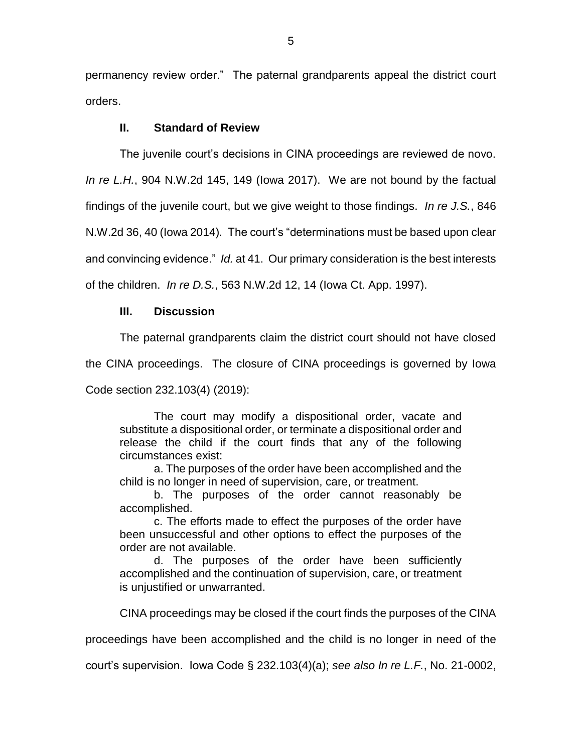permanency review order." The paternal grandparents appeal the district court orders.

## II. Standard of Review

The juvenile court's decisions in CINA proceedings are reviewed de novo. *In re L.H.*, 904 N.W.2d 145, 149 (Iowa 2017). We are not bound by the factual findings of the juvenile court, but we give weight to those findings. *In re J.S.*, 846 N.W.2d 36, 40 (Iowa 2014). The court's "determinations must be based upon clear and convincing evidence." *Id.* at 41. Our primary consideration is the best interests of the children. *In re D.S.*, 563 N.W.2d 12, 14 (Iowa Ct. App. 1997).

## III. Discussion

The paternal grandparents claim the district court should not have closed the CINA proceedings. The closure of CINA proceedings is governed by Iowa Code section 232.103(4) (2019):

> The court may modify a dispositional order, vacate and substitute a dispositional order, or terminate a dispositional order and release the child if the court finds that any of the following circumstances exist:
>
> a. The purposes of the order have been accomplished and the child is no longer in need of supervision, care, or treatment.
>
> b. The purposes of the order cannot reasonably be accomplished.
>
> c. The efforts made to effect the purposes of the order have been unsuccessful and other options to effect the purposes of the order are not available.
>
> d. The purposes of the order have been sufficiently accomplished and the continuation of supervision, care, or treatment is unjustified or unwarranted.

CINA proceedings may be closed if the court finds the purposes of the CINA proceedings have been accomplished and the child is no longer in need of the court's supervision. Iowa Code § 232.103(4)(a); *see also In re L.F.*, No. 21-0002,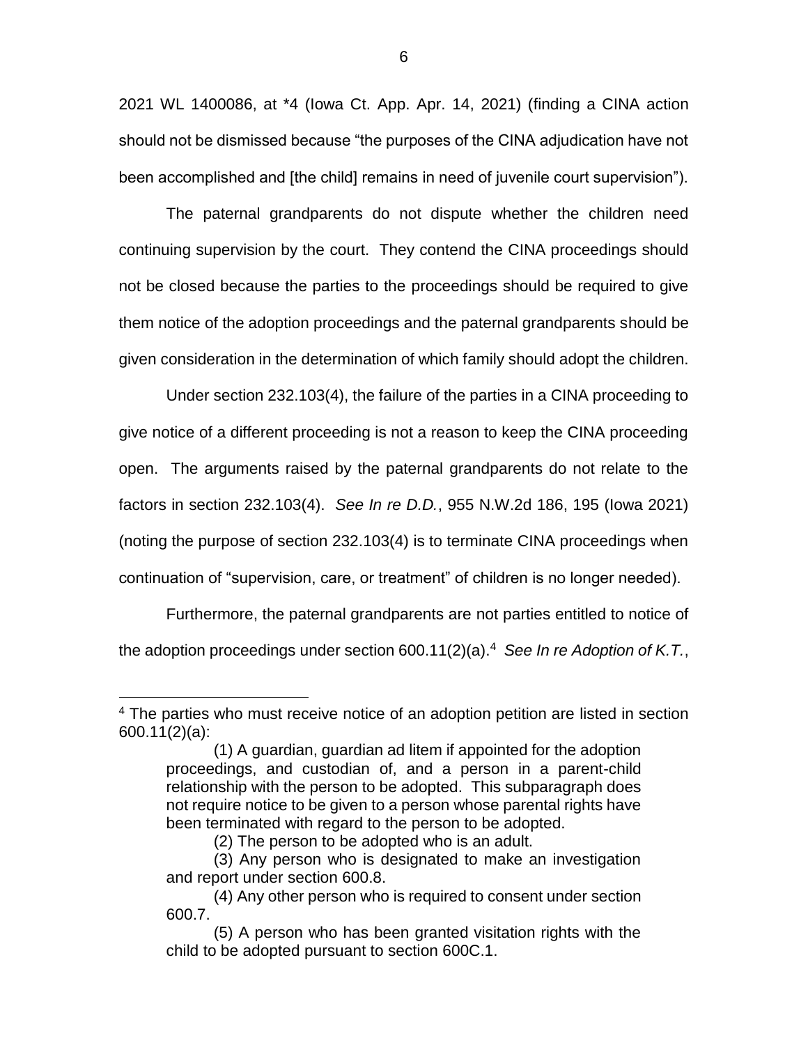2021 WL 1400086, at *4 (Iowa Ct. App. Apr. 14, 2021) (finding a CINA action should not be dismissed because "the purposes of the CINA adjudication have not been accomplished and [the child] remains in need of juvenile court supervision").

The paternal grandparents do not dispute whether the children need continuing supervision by the court. They contend the CINA proceedings should not be closed because the parties to the proceedings should be required to give them notice of the adoption proceedings and the paternal grandparents should be given consideration in the determination of which family should adopt the children.

Under section 232.103(4), the failure of the parties in a CINA proceeding to give notice of a different proceeding is not a reason to keep the CINA proceeding open. The arguments raised by the paternal grandparents do not relate to the factors in section 232.103(4). *See In re D.D.*, 955 N.W.2d 186, 195 (Iowa 2021) (noting the purpose of section 232.103(4) is to terminate CINA proceedings when continuation of "supervision, care, or treatment" of children is no longer needed).

Furthermore, the paternal grandparents are not parties entitled to notice of the adoption proceedings under section 600.11(2)(a).[4] *See In re Adoption of K.T.*,

---

[4] The parties who must receive notice of an adoption petition are listed in section 600.11(2)(a):

> (1) A guardian, guardian ad litem if appointed for the adoption proceedings, and custodian of, and a person in a parent-child relationship with the person to be adopted. This subparagraph does not require notice to be given to a person whose parental rights have been terminated with regard to the person to be adopted.
>
> (2) The person to be adopted who is an adult.
>
> (3) Any person who is designated to make an investigation and report under section 600.8.
>
> (4) Any other person who is required to consent under section 600.7.
>
> (5) A person who has been granted visitation rights with the child to be adopted pursuant to section 600C.1.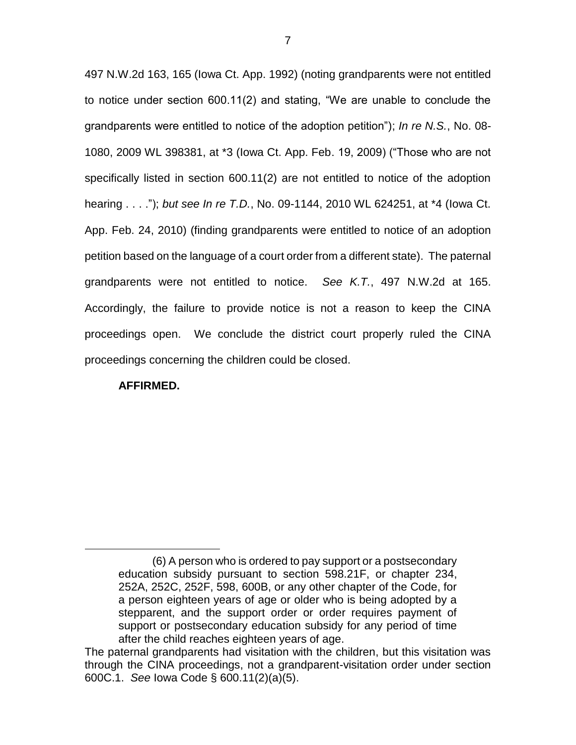497 N.W.2d 163, 165 (Iowa Ct. App. 1992) (noting grandparents were not entitled to notice under section 600.11(2) and stating, "We are unable to conclude the grandparents were entitled to notice of the adoption petition"); *In re N.S.*, No. 08-1080, 2009 WL 398381, at *3 (Iowa Ct. App. Feb. 19, 2009) ("Those who are not specifically listed in section 600.11(2) are not entitled to notice of the adoption hearing . . . ."); *but see In re T.D.*, No. 09-1144, 2010 WL 624251, at *4 (Iowa Ct. App. Feb. 24, 2010) (finding grandparents were entitled to notice of an adoption petition based on the language of a court order from a different state). The paternal grandparents were not entitled to notice. *See K.T.*, 497 N.W.2d at 165. Accordingly, the failure to provide notice is not a reason to keep the CINA proceedings open. We conclude the district court properly ruled the CINA proceedings concerning the children could be closed.

**AFFIRMED.**

---

> (6) A person who is ordered to pay support or a postsecondary education subsidy pursuant to section 598.21F, or chapter 234, 252A, 252C, 252F, 598, 600B, or any other chapter of the Code, for a person eighteen years of age or older who is being adopted by a stepparent, and the support order or order requires payment of support or postsecondary education subsidy for any period of time after the child reaches eighteen years of age.

The paternal grandparents had visitation with the children, but this visitation was through the CINA proceedings, not a grandparent-visitation order under section 600C.1. *See* Iowa Code § 600.11(2)(a)(5).